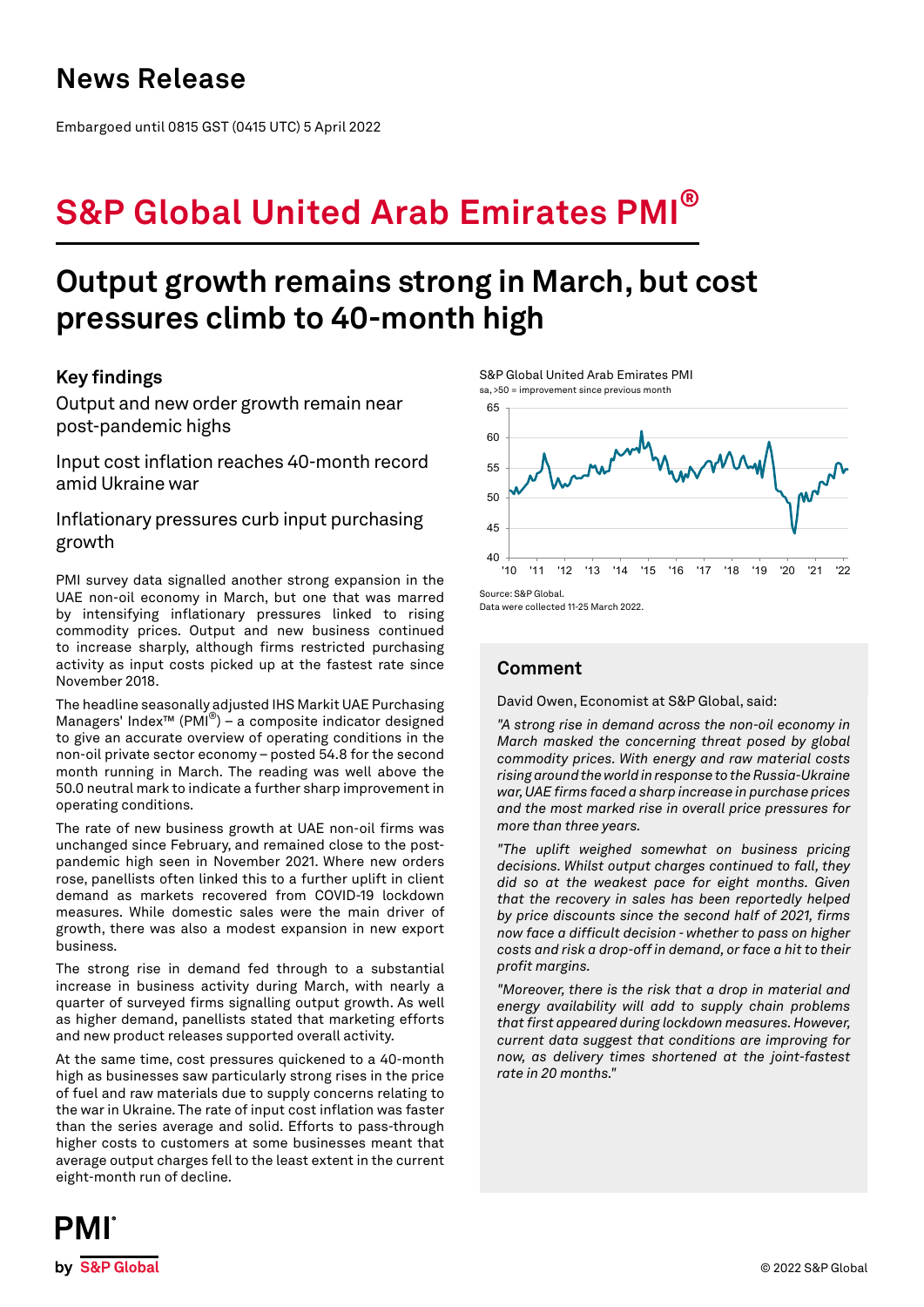# News Release

Embargoed until 0815 GST (0415 UTC) 5 April 2022

# S&P Global United Arab Emirates PMI®

## Output growth remains strong in March, but cost pressures climb to 40-month high

### Key findings

Output and new order growth remain near post-pandemic highs

Input cost inflation reaches 40-month record amid Ukraine war

Inflationary pressures curb input purchasing growth

PMI survey data signalled another strong expansion in the UAE non-oil economy in March, but one that was marred by intensifying inflationary pressures linked to rising commodity prices. Output and new business continued to increase sharply, although firms restricted purchasing activity as input costs picked up at the fastest rate since November 2018.

The headline seasonally adjusted IHS Markit UAE Purchasing Managers' Index™ (PMI®) – a composite indicator designed to give an accurate overview of operating conditions in the non-oil private sector economy – posted 54.8 for the second month running in March. The reading was well above the 50.0 neutral mark to indicate a further sharp improvement in operating conditions.

The rate of new business growth at UAE non-oil firms was unchanged since February, and remained close to the post-pandemic high seen in November 2021. Where new orders rose, panellists often linked this to a further uplift in client demand as markets recovered from COVID-19 lockdown measures. While domestic sales were the main driver of growth, there was also a modest expansion in new export business.

The strong rise in demand fed through to a substantial increase in business activity during March, with nearly a quarter of surveyed firms signalling output growth. As well as higher demand, panellists stated that marketing efforts and new product releases supported overall activity.

At the same time, cost pressures quickened to a 40-month high as businesses saw particularly strong rises in the price of fuel and raw materials due to supply concerns relating to the war in Ukraine. The rate of input cost inflation was faster than the series average and solid. Efforts to pass-through higher costs to customers at some businesses meant that average output charges fell to the least extent in the current eight-month run of decline.

S&P Global United Arab Emirates PMI
sa, >50 = improvement since previous month

Source: S&P Global.
Data were collected 11-25 March 2022.

### Comment

David Owen, Economist at S&P Global, said:

*"A strong rise in demand across the non-oil economy in March masked the concerning threat posed by global commodity prices. With energy and raw material costs rising around the world in response to the Russia-Ukraine war, UAE firms faced a sharp increase in purchase prices and the most marked rise in overall price pressures for more than three years.*

*"The uplift weighed somewhat on business pricing decisions. Whilst output charges continued to fall, they did so at the weakest pace for eight months. Given that the recovery in sales has been reportedly helped by price discounts since the second half of 2021, firms now face a difficult decision - whether to pass on higher costs and risk a drop-off in demand, or face a hit to their profit margins.*

*"Moreover, there is the risk that a drop in material and energy availability will add to supply chain problems that first appeared during lockdown measures. However, current data suggest that conditions are improving for now, as delivery times shortened at the joint-fastest rate in 20 months."*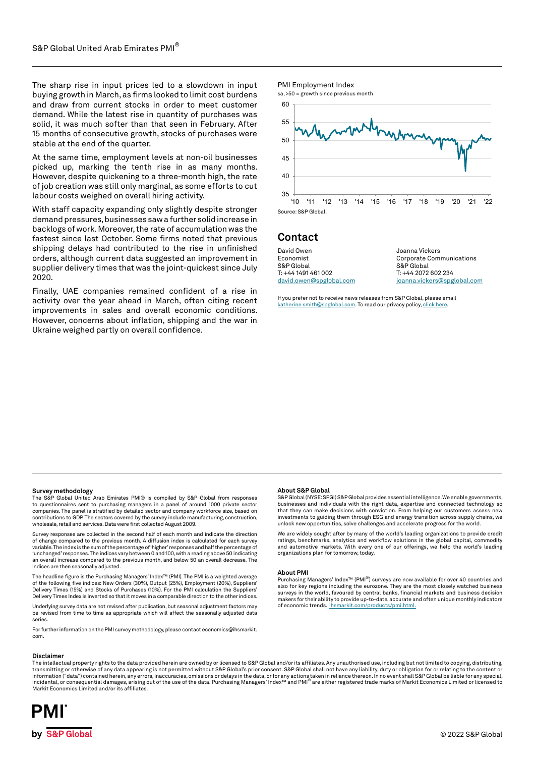The sharp rise in input prices led to a slowdown in input buying growth in March, as firms looked to limit cost burdens and draw from current stocks in order to meet customer demand. While the latest rise in quantity of purchases was solid, it was much softer than that seen in February. After 15 months of consecutive growth, stocks of purchases were stable at the end of the quarter.

At the same time, employment levels at non-oil businesses picked up, marking the tenth rise in as many months. However, despite quickening to a three-month high, the rate of job creation was still only marginal, as some efforts to cut labour costs weighed on overall hiring activity.

With staff capacity expanding only slightly despite stronger demand pressures, businesses saw a further solid increase in backlogs of work. Moreover, the rate of accumulation was the fastest since last October. Some firms noted that previous shipping delays had contributed to the rise in unfinished orders, although current data suggested an improvement in supplier delivery times that was the joint-quickest since July 2020.

Finally, UAE companies remained confident of a rise in activity over the year ahead in March, often citing recent improvements in sales and overall economic conditions. However, concerns about inflation, shipping and the war in Ukraine weighed partly on overall confidence.

PMI Employment Index

sa, >50 = growth since previous month

60
55
50
45
40
35

'10 '11 '12 '13 '14 '15 '16 '17 '18 '19 '20 '21 '22

Source: S&P Global.

## Contact

David Owen
Economist
S&P Global
T: +44 1491 461 002
david.owen@spglobal.com

Joanna Vickers
Corporate Communications
S&P Global
T: +44 2072 602 234
joanna.vickers@spglobal.com

If you prefer not to receive news releases from S&P Global, please email katherine.smith@spglobal.com. To read our privacy policy, click here.

**Survey methodology**

The S&P Global United Arab Emirates PMI® is compiled by S&P Global from responses to questionnaires sent to purchasing managers in a panel of around 1000 private sector companies. The panel is stratified by detailed sector and company workforce size, based on contributions to GDP. The sectors covered by the survey include manufacturing, construction, wholesale, retail and services. Data were first collected August 2009.

Survey responses are collected in the second half of each month and indicate the direction of change compared to the previous month. A diffusion index is calculated for each survey variable. The index is the sum of the percentage of 'higher' responses and half the percentage of 'unchanged' responses. The indices vary between 0 and 100, with a reading above 50 indicating an overall increase compared to the previous month, and below 50 an overall decrease. The indices are then seasonally adjusted.

The headline figure is the Purchasing Managers' Index™ (PMI). The PMI is a weighted average of the following five indices: New Orders (30%), Output (25%), Employment (20%), Suppliers' Delivery Times (15%) and Stocks of Purchases (10%). For the PMI calculation the Suppliers' Delivery Times Index is inverted so that it moves in a comparable direction to the other indices.

Underlying survey data are not revised after publication, but seasonal adjustment factors may be revised from time to time as appropriate which will affect the seasonally adjusted data series.

For further information on the PMI survey methodology, please contact economics@ihsmarkit.com.

**About S&P Global**

S&P Global (NYSE: SPGI) S&P Global provides essential intelligence. We enable governments, businesses and individuals with the right data, expertise and connected technology so that they can make decisions with conviction. From helping our customers assess new investments to guiding them through ESG and energy transition across supply chains, we unlock new opportunities, solve challenges and accelerate progress for the world.

We are widely sought after by many of the world's leading organizations to provide credit ratings, benchmarks, analytics and workflow solutions in the global capital, commodity and automotive markets. With every one of our offerings, we help the world's leading organizations plan for tomorrow, today.

**About PMI**

Purchasing Managers' Index™ (PMI®) surveys are now available for over 40 countries and also for key regions including the eurozone. They are the most closely watched business surveys in the world, favoured by central banks, financial markets and business decision makers for their ability to provide up-to-date, accurate and often unique monthly indicators of economic trends. ihsmarkit.com/products/pmi.html.

**Disclaimer**

The intellectual property rights to the data provided herein are owned by or licensed to S&P Global and/or its affiliates. Any unauthorised use, including but not limited to copying, distributing, transmitting or otherwise of any data appearing is not permitted without S&P Global's prior consent. S&P Global shall not have any liability, duty or obligation for or relating to the content or information ("data") contained herein, any errors, inaccuracies, omissions or delays in the data, or for any actions taken in reliance thereon. In no event shall S&P Global be liable for any special, incidental, or consequential damages, arising out of the use of the data. Purchasing Managers' Index™ and PMI® are either registered trade marks of Markit Economics Limited or licensed to Markit Economics Limited and/or its affiliates.

PMI by S&P Global

© 2022 S&P Global